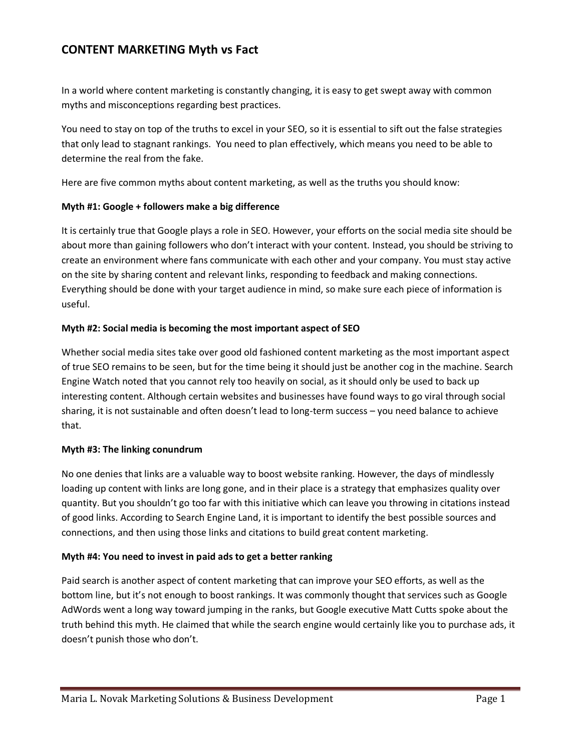# CONTENT MARKETING Myth vs Fact

In a world where content marketing is constantly changing, it is easy to get swept away with common myths and misconceptions regarding best practices.

You need to stay on top of the truths to excel in your SEO, so it is essential to sift out the false strategies that only lead to stagnant rankings.  You need to plan effectively, which means you need to be able to determine the real from the fake.

Here are five common myths about content marketing, as well as the truths you should know:

**Myth #1: Google + followers make a big difference**

It is certainly true that Google plays a role in SEO. However, your efforts on the social media site should be about more than gaining followers who don't interact with your content. Instead, you should be striving to create an environment where fans communicate with each other and your company. You must stay active on the site by sharing content and relevant links, responding to feedback and making connections. Everything should be done with your target audience in mind, so make sure each piece of information is useful.

**Myth #2: Social media is becoming the most important aspect of SEO**

Whether social media sites take over good old fashioned content marketing as the most important aspect of true SEO remains to be seen, but for the time being it should just be another cog in the machine. Search Engine Watch noted that you cannot rely too heavily on social, as it should only be used to back up interesting content. Although certain websites and businesses have found ways to go viral through social sharing, it is not sustainable and often doesn't lead to long-term success – you need balance to achieve that.

**Myth #3: The linking conundrum**

No one denies that links are a valuable way to boost website ranking. However, the days of mindlessly loading up content with links are long gone, and in their place is a strategy that emphasizes quality over quantity. But you shouldn't go too far with this initiative which can leave you throwing in citations instead of good links. According to Search Engine Land, it is important to identify the best possible sources and connections, and then using those links and citations to build great content marketing.

**Myth #4: You need to invest in paid ads to get a better ranking**

Paid search is another aspect of content marketing that can improve your SEO efforts, as well as the bottom line, but it's not enough to boost rankings. It was commonly thought that services such as Google AdWords went a long way toward jumping in the ranks, but Google executive Matt Cutts spoke about the truth behind this myth. He claimed that while the search engine would certainly like you to purchase ads, it doesn't punish those who don't.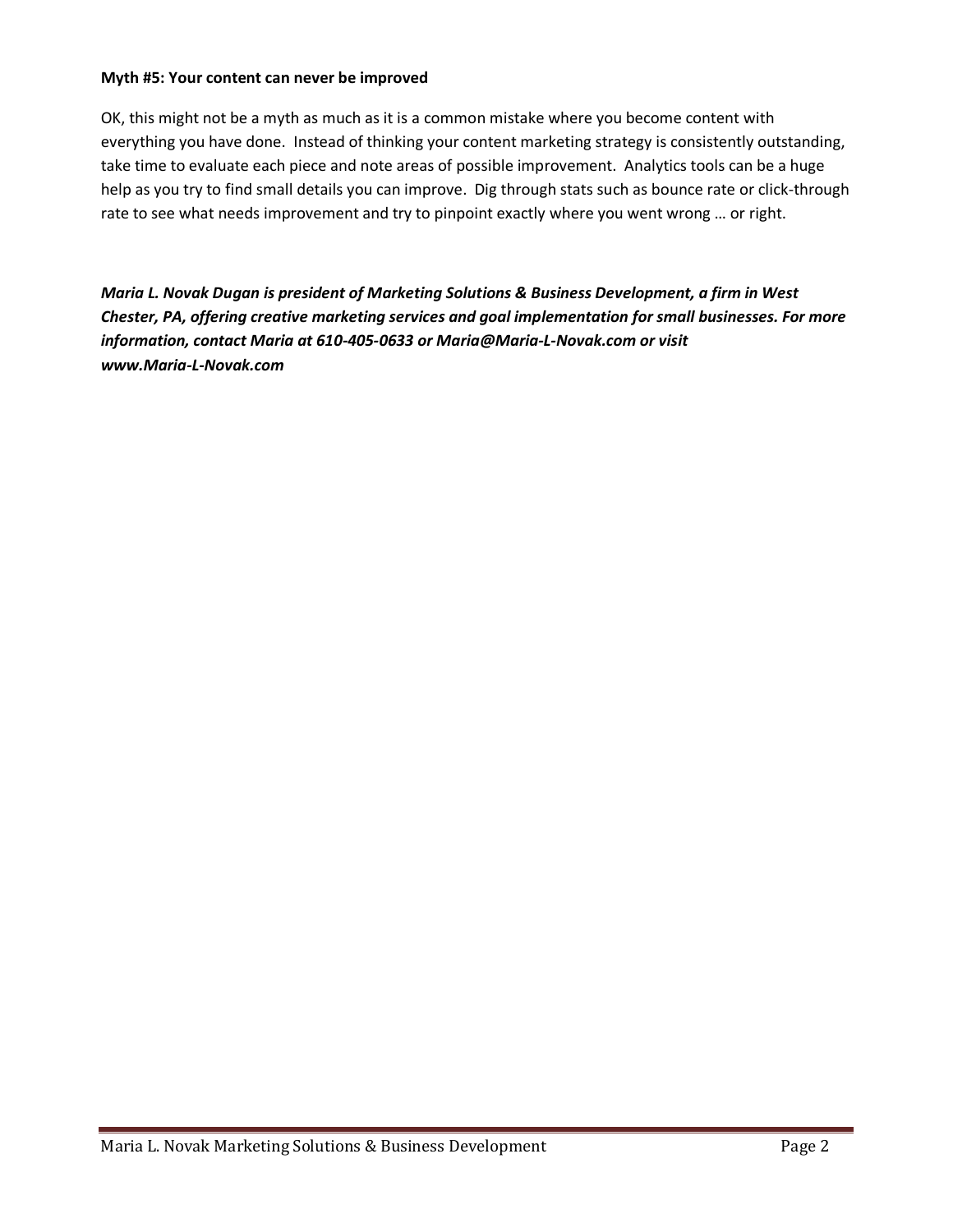**Myth #5: Your content can never be improved**

OK, this might not be a myth as much as it is a common mistake where you become content with everything you have done.  Instead of thinking your content marketing strategy is consistently outstanding, take time to evaluate each piece and note areas of possible improvement.  Analytics tools can be a huge help as you try to find small details you can improve.  Dig through stats such as bounce rate or click-through rate to see what needs improvement and try to pinpoint exactly where you went wrong … or right.

***Maria L. Novak Dugan is president of Marketing Solutions & Business Development, a firm in West Chester, PA, offering creative marketing services and goal implementation for small businesses. For more information, contact Maria at 610-405-0633 or Maria@Maria-L-Novak.com or visit www.Maria-L-Novak.com***